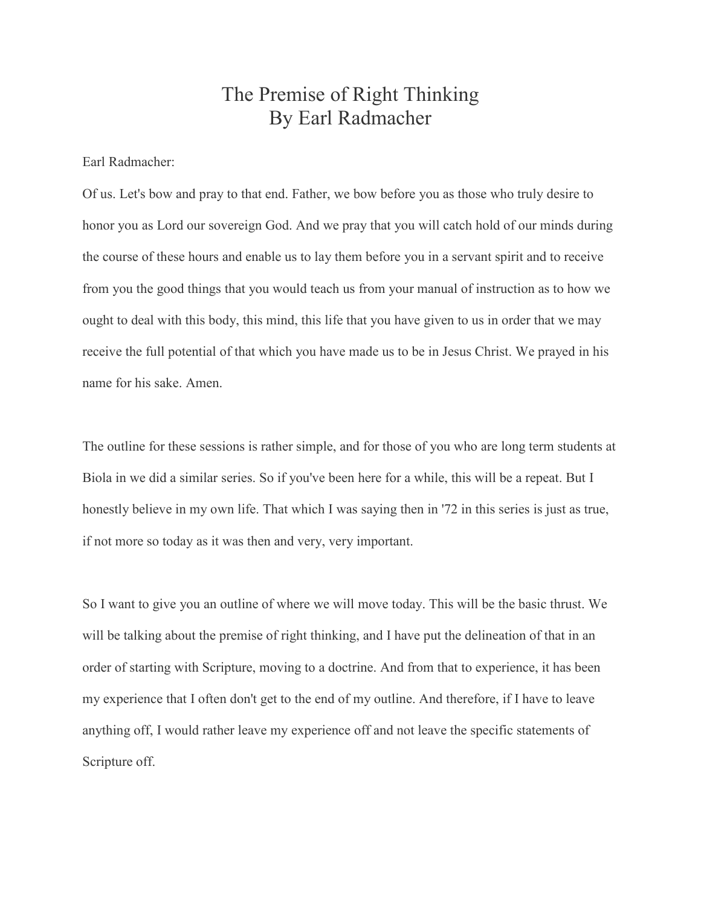# The Premise of Right Thinking
## By Earl Radmacher

Earl Radmacher:

Of us. Let's bow and pray to that end. Father, we bow before you as those who truly desire to honor you as Lord our sovereign God. And we pray that you will catch hold of our minds during the course of these hours and enable us to lay them before you in a servant spirit and to receive from you the good things that you would teach us from your manual of instruction as to how we ought to deal with this body, this mind, this life that you have given to us in order that we may receive the full potential of that which you have made us to be in Jesus Christ. We prayed in his name for his sake. Amen.

The outline for these sessions is rather simple, and for those of you who are long term students at Biola in we did a similar series. So if you've been here for a while, this will be a repeat. But I honestly believe in my own life. That which I was saying then in '72 in this series is just as true, if not more so today as it was then and very, very important.

So I want to give you an outline of where we will move today. This will be the basic thrust. We will be talking about the premise of right thinking, and I have put the delineation of that in an order of starting with Scripture, moving to a doctrine. And from that to experience, it has been my experience that I often don't get to the end of my outline. And therefore, if I have to leave anything off, I would rather leave my experience off and not leave the specific statements of Scripture off.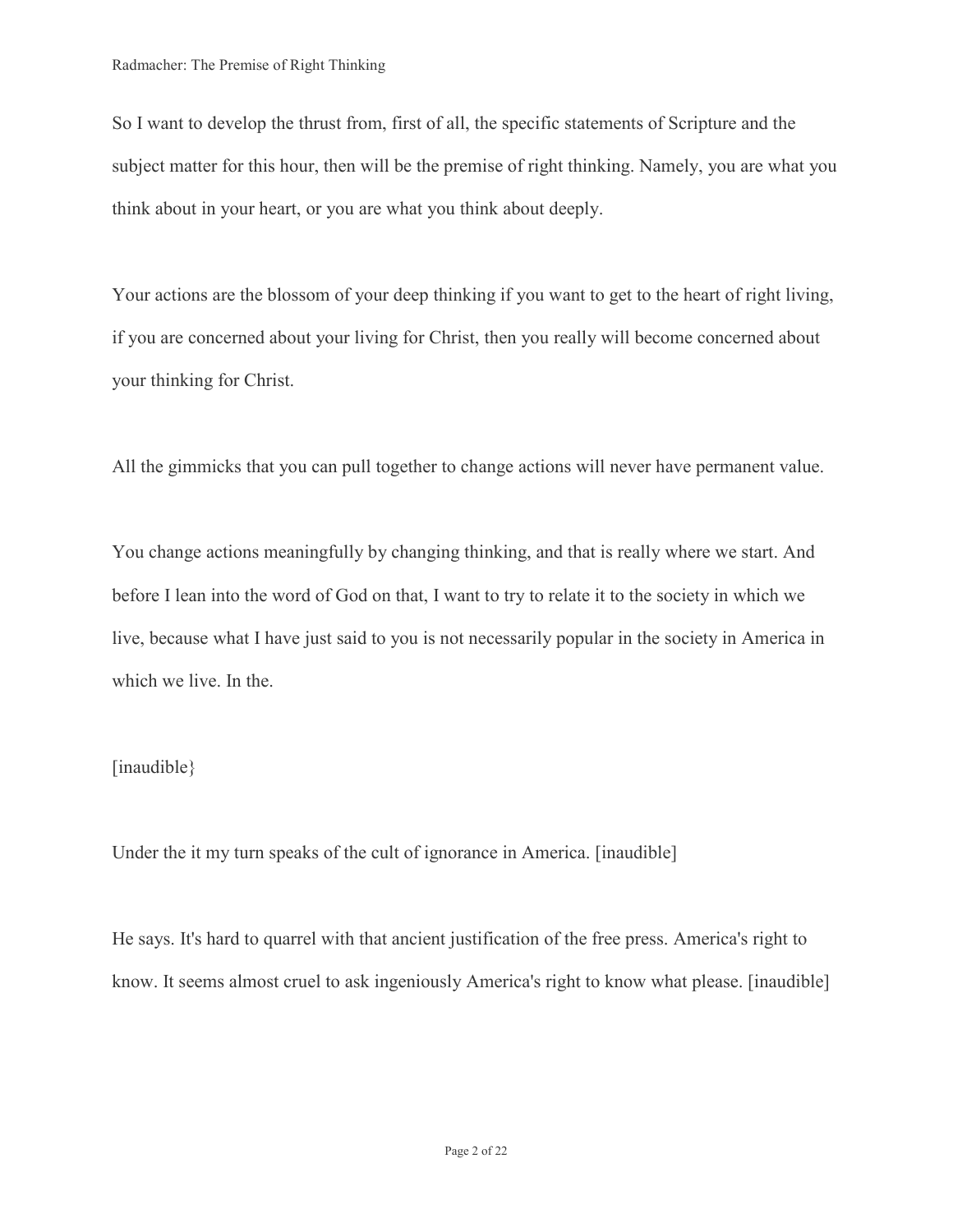So I want to develop the thrust from, first of all, the specific statements of Scripture and the subject matter for this hour, then will be the premise of right thinking. Namely, you are what you think about in your heart, or you are what you think about deeply.

Your actions are the blossom of your deep thinking if you want to get to the heart of right living, if you are concerned about your living for Christ, then you really will become concerned about your thinking for Christ.

All the gimmicks that you can pull together to change actions will never have permanent value.

You change actions meaningfully by changing thinking, and that is really where we start. And before I lean into the word of God on that, I want to try to relate it to the society in which we live, because what I have just said to you is not necessarily popular in the society in America in which we live. In the.

[inaudible}

Under the it my turn speaks of the cult of ignorance in America. [inaudible]

He says. It's hard to quarrel with that ancient justification of the free press. America's right to know. It seems almost cruel to ask ingeniously America's right to know what please. [inaudible]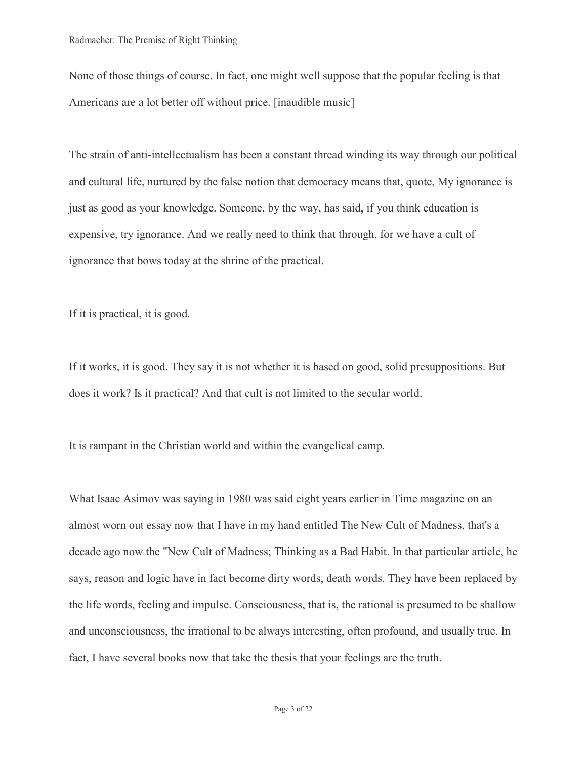None of those things of course. In fact, one might well suppose that the popular feeling is that Americans are a lot better off without price. [inaudible music]

The strain of anti-intellectualism has been a constant thread winding its way through our political and cultural life, nurtured by the false notion that democracy means that, quote, My ignorance is just as good as your knowledge. Someone, by the way, has said, if you think education is expensive, try ignorance. And we really need to think that through, for we have a cult of ignorance that bows today at the shrine of the practical.

If it is practical, it is good.

If it works, it is good. They say it is not whether it is based on good, solid presuppositions. But does it work? Is it practical? And that cult is not limited to the secular world.

It is rampant in the Christian world and within the evangelical camp.

What Isaac Asimov was saying in 1980 was said eight years earlier in Time magazine on an almost worn out essay now that I have in my hand entitled The New Cult of Madness, that's a decade ago now the "New Cult of Madness; Thinking as a Bad Habit. In that particular article, he says, reason and logic have in fact become dirty words, death words. They have been replaced by the life words, feeling and impulse. Consciousness, that is, the rational is presumed to be shallow and unconsciousness, the irrational to be always interesting, often profound, and usually true. In fact, I have several books now that take the thesis that your feelings are the truth.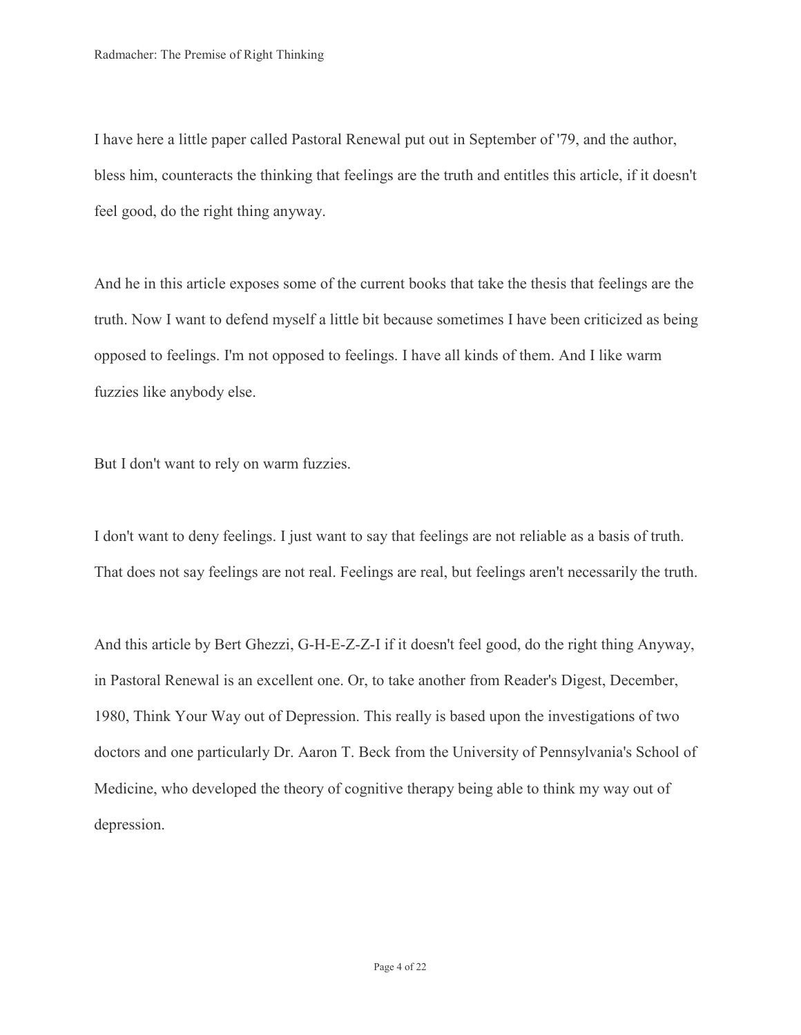I have here a little paper called Pastoral Renewal put out in September of '79, and the author, bless him, counteracts the thinking that feelings are the truth and entitles this article, if it doesn't feel good, do the right thing anyway.

And he in this article exposes some of the current books that take the thesis that feelings are the truth. Now I want to defend myself a little bit because sometimes I have been criticized as being opposed to feelings. I'm not opposed to feelings. I have all kinds of them. And I like warm fuzzies like anybody else.

But I don't want to rely on warm fuzzies.

I don't want to deny feelings. I just want to say that feelings are not reliable as a basis of truth. That does not say feelings are not real. Feelings are real, but feelings aren't necessarily the truth.

And this article by Bert Ghezzi, G-H-E-Z-Z-I if it doesn't feel good, do the right thing Anyway, in Pastoral Renewal is an excellent one. Or, to take another from Reader's Digest, December, 1980, Think Your Way out of Depression. This really is based upon the investigations of two doctors and one particularly Dr. Aaron T. Beck from the University of Pennsylvania's School of Medicine, who developed the theory of cognitive therapy being able to think my way out of depression.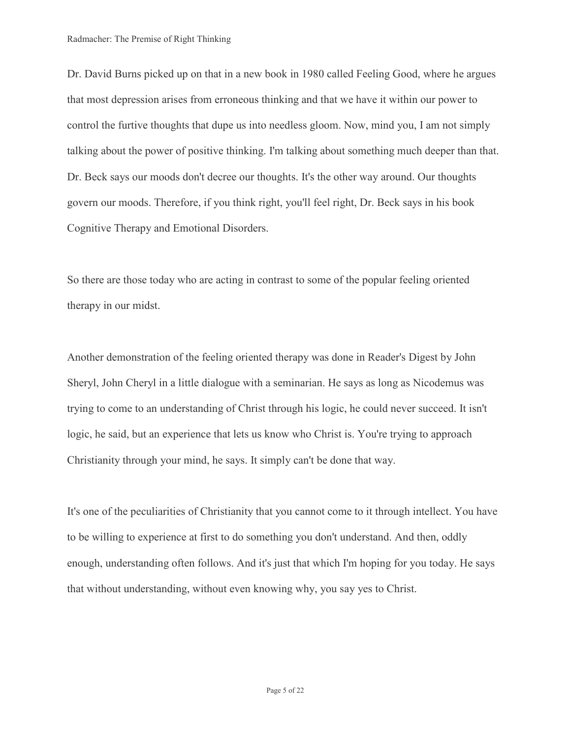Dr. David Burns picked up on that in a new book in 1980 called Feeling Good, where he argues that most depression arises from erroneous thinking and that we have it within our power to control the furtive thoughts that dupe us into needless gloom. Now, mind you, I am not simply talking about the power of positive thinking. I'm talking about something much deeper than that. Dr. Beck says our moods don't decree our thoughts. It's the other way around. Our thoughts govern our moods. Therefore, if you think right, you'll feel right, Dr. Beck says in his book Cognitive Therapy and Emotional Disorders.

So there are those today who are acting in contrast to some of the popular feeling oriented therapy in our midst.

Another demonstration of the feeling oriented therapy was done in Reader's Digest by John Sheryl, John Cheryl in a little dialogue with a seminarian. He says as long as Nicodemus was trying to come to an understanding of Christ through his logic, he could never succeed. It isn't logic, he said, but an experience that lets us know who Christ is. You're trying to approach Christianity through your mind, he says. It simply can't be done that way.

It's one of the peculiarities of Christianity that you cannot come to it through intellect. You have to be willing to experience at first to do something you don't understand. And then, oddly enough, understanding often follows. And it's just that which I'm hoping for you today. He says that without understanding, without even knowing why, you say yes to Christ.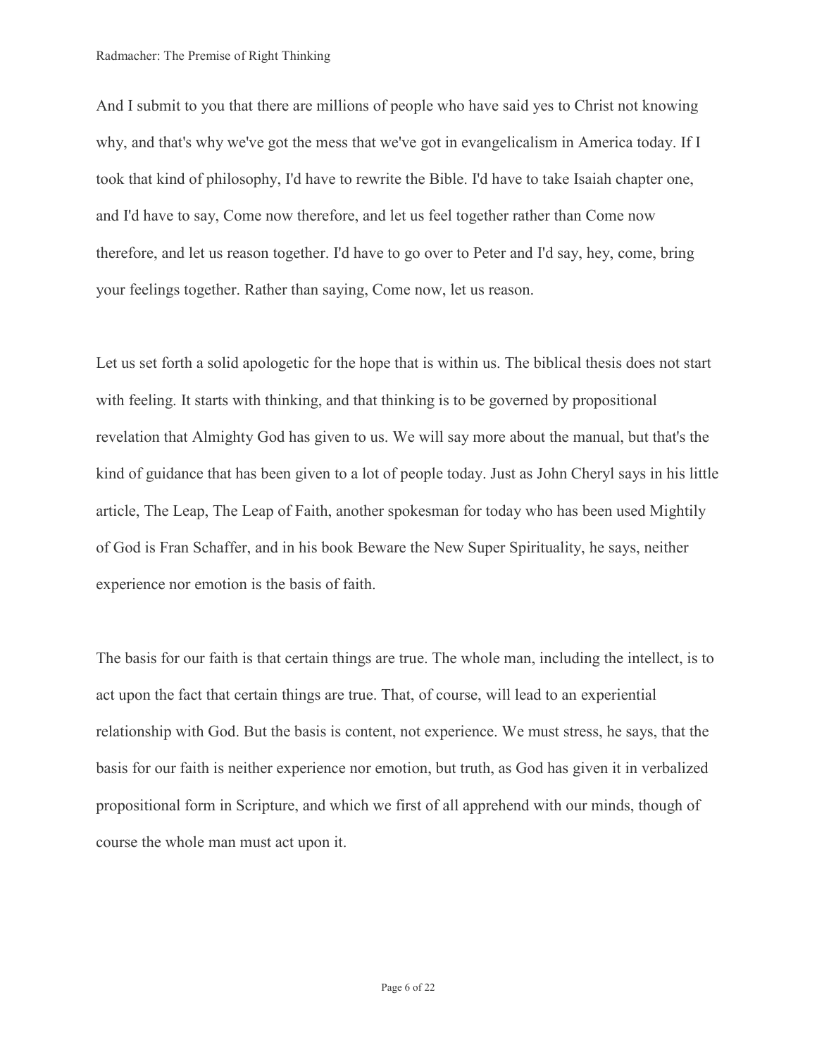And I submit to you that there are millions of people who have said yes to Christ not knowing why, and that's why we've got the mess that we've got in evangelicalism in America today. If I took that kind of philosophy, I'd have to rewrite the Bible. I'd have to take Isaiah chapter one, and I'd have to say, Come now therefore, and let us feel together rather than Come now therefore, and let us reason together. I'd have to go over to Peter and I'd say, hey, come, bring your feelings together. Rather than saying, Come now, let us reason.

Let us set forth a solid apologetic for the hope that is within us. The biblical thesis does not start with feeling. It starts with thinking, and that thinking is to be governed by propositional revelation that Almighty God has given to us. We will say more about the manual, but that's the kind of guidance that has been given to a lot of people today. Just as John Cheryl says in his little article, The Leap, The Leap of Faith, another spokesman for today who has been used Mightily of God is Fran Schaffer, and in his book Beware the New Super Spirituality, he says, neither experience nor emotion is the basis of faith.

The basis for our faith is that certain things are true. The whole man, including the intellect, is to act upon the fact that certain things are true. That, of course, will lead to an experiential relationship with God. But the basis is content, not experience. We must stress, he says, that the basis for our faith is neither experience nor emotion, but truth, as God has given it in verbalized propositional form in Scripture, and which we first of all apprehend with our minds, though of course the whole man must act upon it.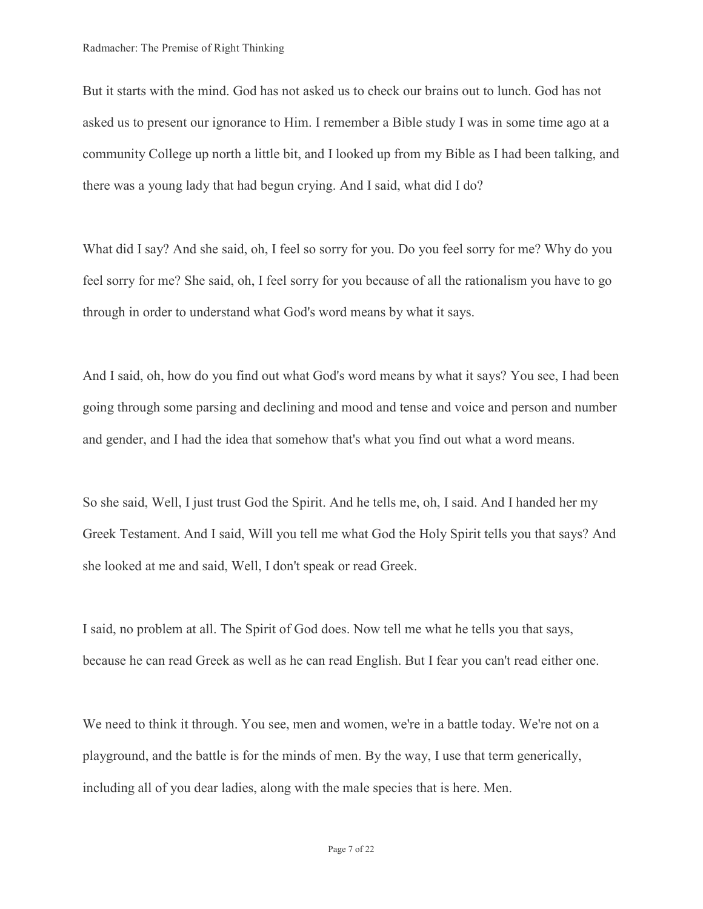But it starts with the mind. God has not asked us to check our brains out to lunch. God has not asked us to present our ignorance to Him. I remember a Bible study I was in some time ago at a community College up north a little bit, and I looked up from my Bible as I had been talking, and there was a young lady that had begun crying. And I said, what did I do?

What did I say? And she said, oh, I feel so sorry for you. Do you feel sorry for me? Why do you feel sorry for me? She said, oh, I feel sorry for you because of all the rationalism you have to go through in order to understand what God's word means by what it says.

And I said, oh, how do you find out what God's word means by what it says? You see, I had been going through some parsing and declining and mood and tense and voice and person and number and gender, and I had the idea that somehow that's what you find out what a word means.

So she said, Well, I just trust God the Spirit. And he tells me, oh, I said. And I handed her my Greek Testament. And I said, Will you tell me what God the Holy Spirit tells you that says? And she looked at me and said, Well, I don't speak or read Greek.

I said, no problem at all. The Spirit of God does. Now tell me what he tells you that says, because he can read Greek as well as he can read English. But I fear you can't read either one.

We need to think it through. You see, men and women, we're in a battle today. We're not on a playground, and the battle is for the minds of men. By the way, I use that term generically, including all of you dear ladies, along with the male species that is here. Men.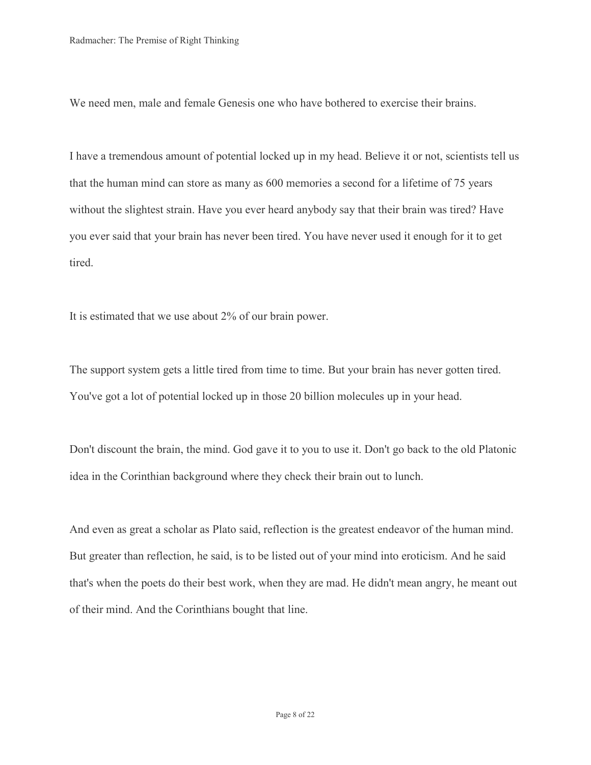We need men, male and female Genesis one who have bothered to exercise their brains.

I have a tremendous amount of potential locked up in my head. Believe it or not, scientists tell us that the human mind can store as many as 600 memories a second for a lifetime of 75 years without the slightest strain. Have you ever heard anybody say that their brain was tired? Have you ever said that your brain has never been tired. You have never used it enough for it to get tired.

It is estimated that we use about 2% of our brain power.

The support system gets a little tired from time to time. But your brain has never gotten tired. You've got a lot of potential locked up in those 20 billion molecules up in your head.

Don't discount the brain, the mind. God gave it to you to use it. Don't go back to the old Platonic idea in the Corinthian background where they check their brain out to lunch.

And even as great a scholar as Plato said, reflection is the greatest endeavor of the human mind. But greater than reflection, he said, is to be listed out of your mind into eroticism. And he said that's when the poets do their best work, when they are mad. He didn't mean angry, he meant out of their mind. And the Corinthians bought that line.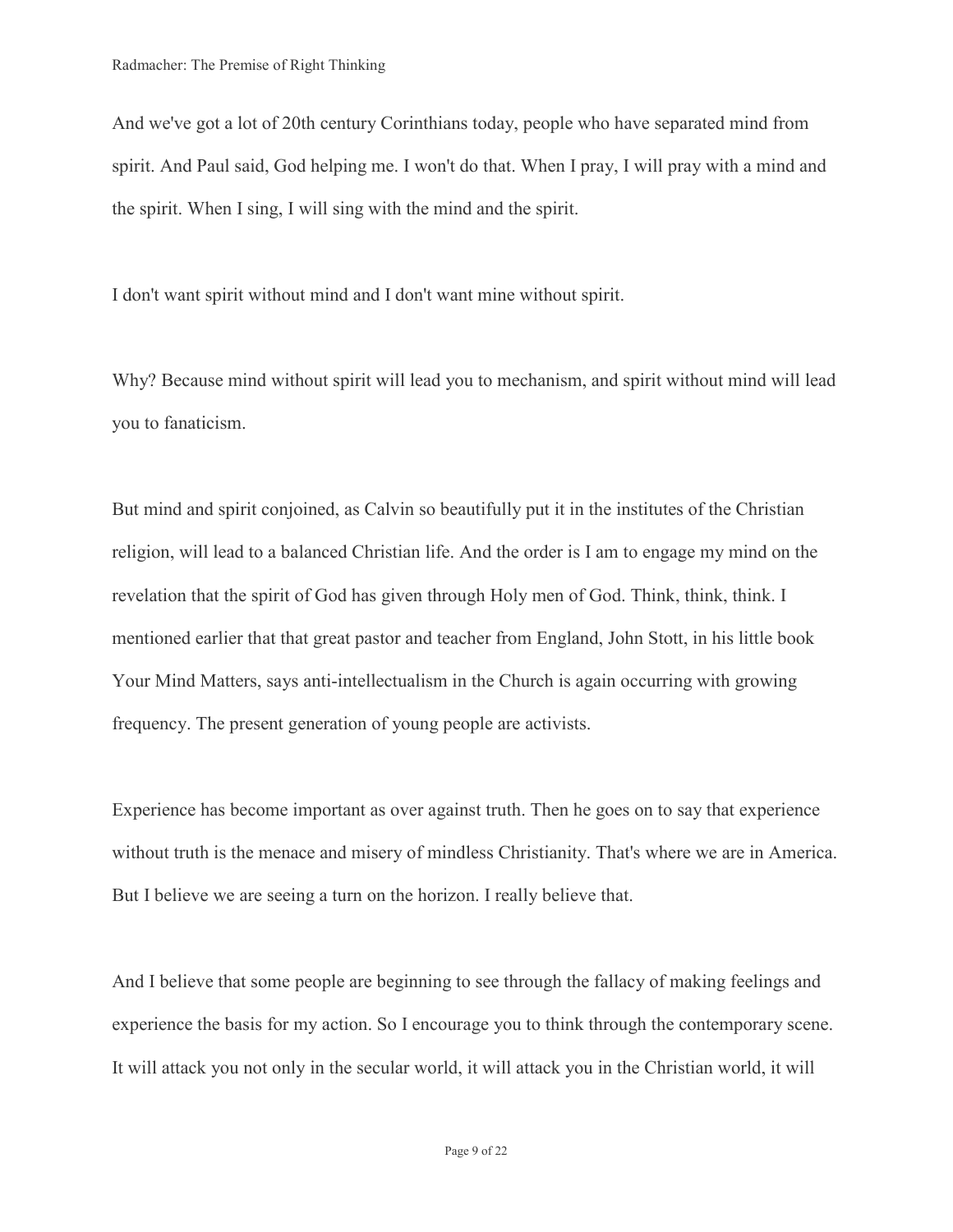And we've got a lot of 20th century Corinthians today, people who have separated mind from spirit. And Paul said, God helping me. I won't do that. When I pray, I will pray with a mind and the spirit. When I sing, I will sing with the mind and the spirit.

I don't want spirit without mind and I don't want mine without spirit.

Why? Because mind without spirit will lead you to mechanism, and spirit without mind will lead you to fanaticism.

But mind and spirit conjoined, as Calvin so beautifully put it in the institutes of the Christian religion, will lead to a balanced Christian life. And the order is I am to engage my mind on the revelation that the spirit of God has given through Holy men of God. Think, think, think. I mentioned earlier that that great pastor and teacher from England, John Stott, in his little book Your Mind Matters, says anti-intellectualism in the Church is again occurring with growing frequency. The present generation of young people are activists.

Experience has become important as over against truth. Then he goes on to say that experience without truth is the menace and misery of mindless Christianity. That's where we are in America. But I believe we are seeing a turn on the horizon. I really believe that.

And I believe that some people are beginning to see through the fallacy of making feelings and experience the basis for my action. So I encourage you to think through the contemporary scene. It will attack you not only in the secular world, it will attack you in the Christian world, it will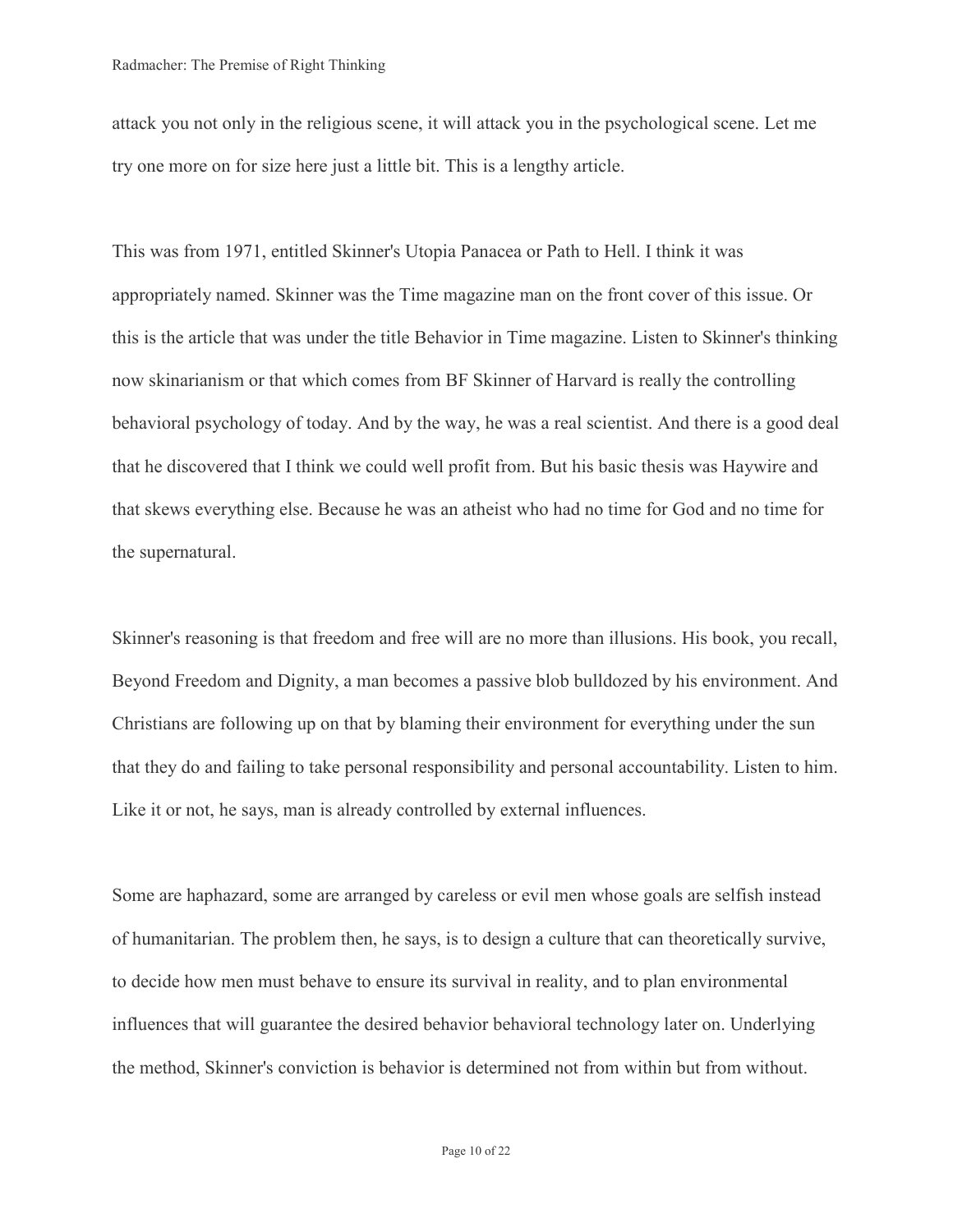attack you not only in the religious scene, it will attack you in the psychological scene. Let me try one more on for size here just a little bit. This is a lengthy article.

This was from 1971, entitled Skinner's Utopia Panacea or Path to Hell. I think it was appropriately named. Skinner was the Time magazine man on the front cover of this issue. Or this is the article that was under the title Behavior in Time magazine. Listen to Skinner's thinking now skinarianism or that which comes from BF Skinner of Harvard is really the controlling behavioral psychology of today. And by the way, he was a real scientist. And there is a good deal that he discovered that I think we could well profit from. But his basic thesis was Haywire and that skews everything else. Because he was an atheist who had no time for God and no time for the supernatural.

Skinner's reasoning is that freedom and free will are no more than illusions. His book, you recall, Beyond Freedom and Dignity, a man becomes a passive blob bulldozed by his environment. And Christians are following up on that by blaming their environment for everything under the sun that they do and failing to take personal responsibility and personal accountability. Listen to him. Like it or not, he says, man is already controlled by external influences.

Some are haphazard, some are arranged by careless or evil men whose goals are selfish instead of humanitarian. The problem then, he says, is to design a culture that can theoretically survive, to decide how men must behave to ensure its survival in reality, and to plan environmental influences that will guarantee the desired behavior behavioral technology later on. Underlying the method, Skinner's conviction is behavior is determined not from within but from without.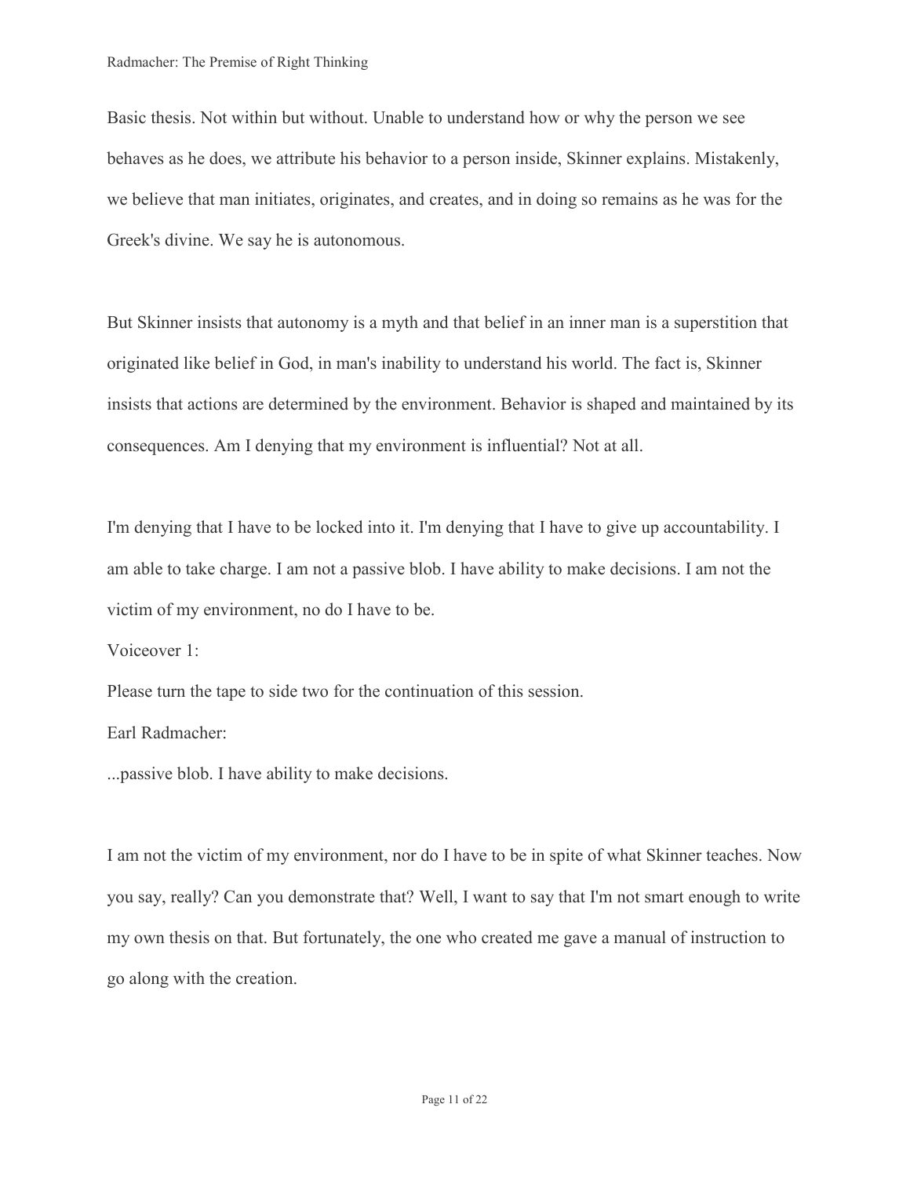Basic thesis. Not within but without. Unable to understand how or why the person we see behaves as he does, we attribute his behavior to a person inside, Skinner explains. Mistakenly, we believe that man initiates, originates, and creates, and in doing so remains as he was for the Greek's divine. We say he is autonomous.

But Skinner insists that autonomy is a myth and that belief in an inner man is a superstition that originated like belief in God, in man's inability to understand his world. The fact is, Skinner insists that actions are determined by the environment. Behavior is shaped and maintained by its consequences. Am I denying that my environment is influential? Not at all.

I'm denying that I have to be locked into it. I'm denying that I have to give up accountability. I am able to take charge. I am not a passive blob. I have ability to make decisions. I am not the victim of my environment, no do I have to be.

Voiceover 1:

Please turn the tape to side two for the continuation of this session.

Earl Radmacher:

...passive blob. I have ability to make decisions.

I am not the victim of my environment, nor do I have to be in spite of what Skinner teaches. Now you say, really? Can you demonstrate that? Well, I want to say that I'm not smart enough to write my own thesis on that. But fortunately, the one who created me gave a manual of instruction to go along with the creation.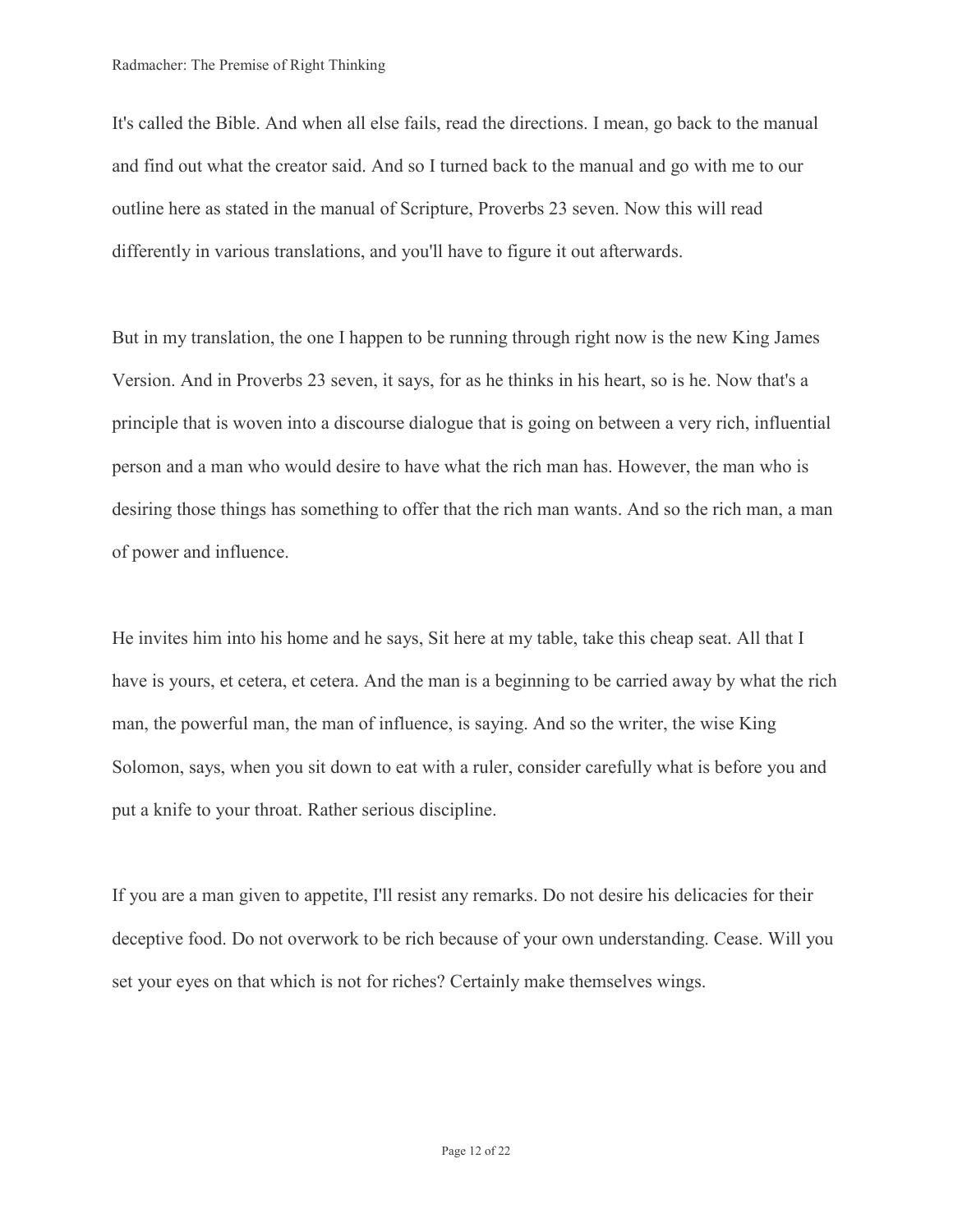It's called the Bible. And when all else fails, read the directions. I mean, go back to the manual and find out what the creator said. And so I turned back to the manual and go with me to our outline here as stated in the manual of Scripture, Proverbs 23 seven. Now this will read differently in various translations, and you'll have to figure it out afterwards.

But in my translation, the one I happen to be running through right now is the new King James Version. And in Proverbs 23 seven, it says, for as he thinks in his heart, so is he. Now that's a principle that is woven into a discourse dialogue that is going on between a very rich, influential person and a man who would desire to have what the rich man has. However, the man who is desiring those things has something to offer that the rich man wants. And so the rich man, a man of power and influence.

He invites him into his home and he says, Sit here at my table, take this cheap seat. All that I have is yours, et cetera, et cetera. And the man is a beginning to be carried away by what the rich man, the powerful man, the man of influence, is saying. And so the writer, the wise King Solomon, says, when you sit down to eat with a ruler, consider carefully what is before you and put a knife to your throat. Rather serious discipline.

If you are a man given to appetite, I'll resist any remarks. Do not desire his delicacies for their deceptive food. Do not overwork to be rich because of your own understanding. Cease. Will you set your eyes on that which is not for riches? Certainly make themselves wings.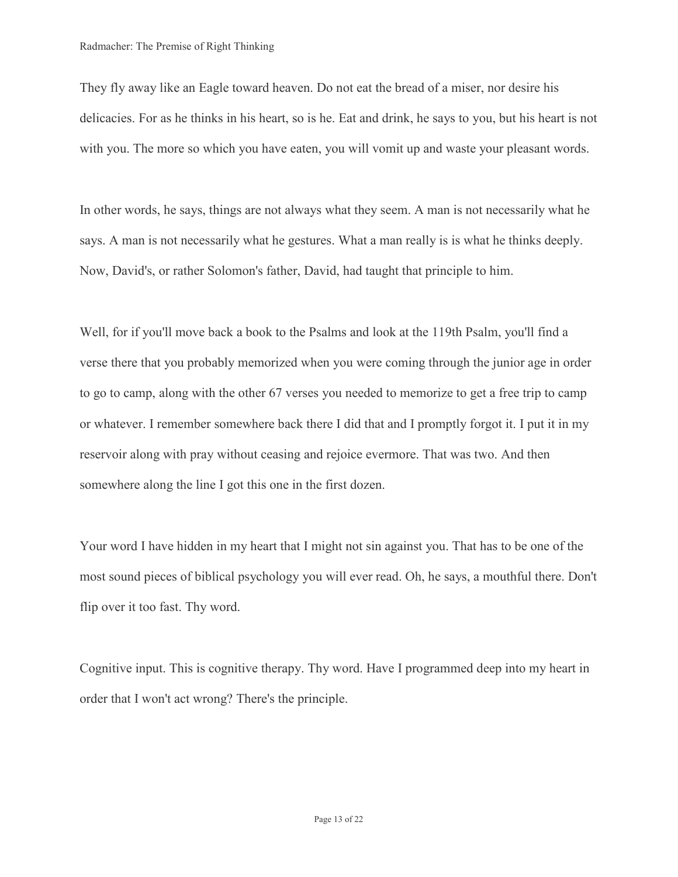They fly away like an Eagle toward heaven. Do not eat the bread of a miser, nor desire his delicacies. For as he thinks in his heart, so is he. Eat and drink, he says to you, but his heart is not with you. The more so which you have eaten, you will vomit up and waste your pleasant words.

In other words, he says, things are not always what they seem. A man is not necessarily what he says. A man is not necessarily what he gestures. What a man really is is what he thinks deeply. Now, David's, or rather Solomon's father, David, had taught that principle to him.

Well, for if you'll move back a book to the Psalms and look at the 119th Psalm, you'll find a verse there that you probably memorized when you were coming through the junior age in order to go to camp, along with the other 67 verses you needed to memorize to get a free trip to camp or whatever. I remember somewhere back there I did that and I promptly forgot it. I put it in my reservoir along with pray without ceasing and rejoice evermore. That was two. And then somewhere along the line I got this one in the first dozen.

Your word I have hidden in my heart that I might not sin against you. That has to be one of the most sound pieces of biblical psychology you will ever read. Oh, he says, a mouthful there. Don't flip over it too fast. Thy word.

Cognitive input. This is cognitive therapy. Thy word. Have I programmed deep into my heart in order that I won't act wrong? There's the principle.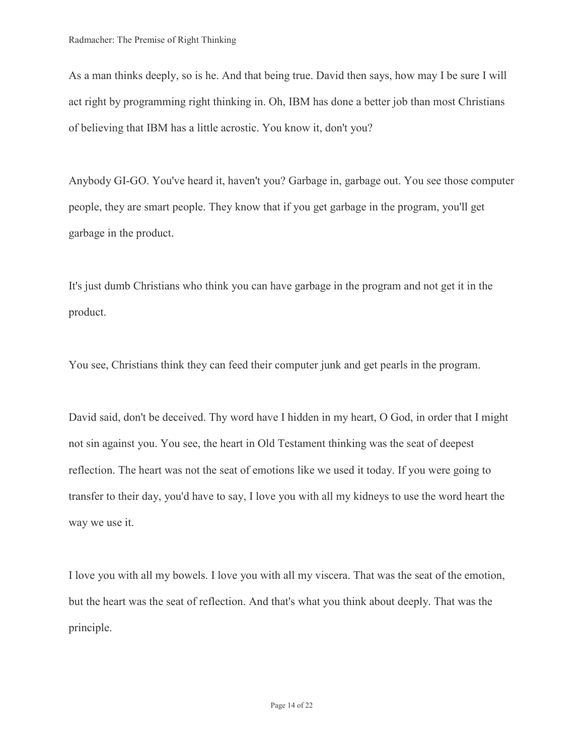As a man thinks deeply, so is he. And that being true. David then says, how may I be sure I will act right by programming right thinking in. Oh, IBM has done a better job than most Christians of believing that IBM has a little acrostic. You know it, don't you?

Anybody GI-GO. You've heard it, haven't you? Garbage in, garbage out. You see those computer people, they are smart people. They know that if you get garbage in the program, you'll get garbage in the product.

It's just dumb Christians who think you can have garbage in the program and not get it in the product.

You see, Christians think they can feed their computer junk and get pearls in the program.

David said, don't be deceived. Thy word have I hidden in my heart, O God, in order that I might not sin against you. You see, the heart in Old Testament thinking was the seat of deepest reflection. The heart was not the seat of emotions like we used it today. If you were going to transfer to their day, you'd have to say, I love you with all my kidneys to use the word heart the way we use it.

I love you with all my bowels. I love you with all my viscera. That was the seat of the emotion, but the heart was the seat of reflection. And that's what you think about deeply. That was the principle.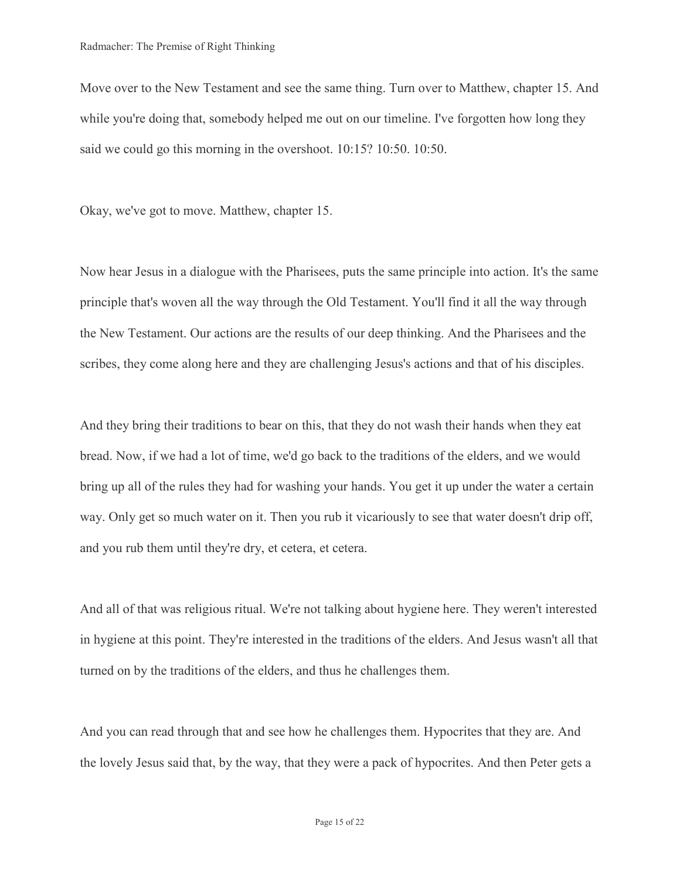Move over to the New Testament and see the same thing. Turn over to Matthew, chapter 15. And while you're doing that, somebody helped me out on our timeline. I've forgotten how long they said we could go this morning in the overshoot. 10:15? 10:50. 10:50.

Okay, we've got to move. Matthew, chapter 15.

Now hear Jesus in a dialogue with the Pharisees, puts the same principle into action. It's the same principle that's woven all the way through the Old Testament. You'll find it all the way through the New Testament. Our actions are the results of our deep thinking. And the Pharisees and the scribes, they come along here and they are challenging Jesus's actions and that of his disciples.

And they bring their traditions to bear on this, that they do not wash their hands when they eat bread. Now, if we had a lot of time, we'd go back to the traditions of the elders, and we would bring up all of the rules they had for washing your hands. You get it up under the water a certain way. Only get so much water on it. Then you rub it vicariously to see that water doesn't drip off, and you rub them until they're dry, et cetera, et cetera.

And all of that was religious ritual. We're not talking about hygiene here. They weren't interested in hygiene at this point. They're interested in the traditions of the elders. And Jesus wasn't all that turned on by the traditions of the elders, and thus he challenges them.

And you can read through that and see how he challenges them. Hypocrites that they are. And the lovely Jesus said that, by the way, that they were a pack of hypocrites. And then Peter gets a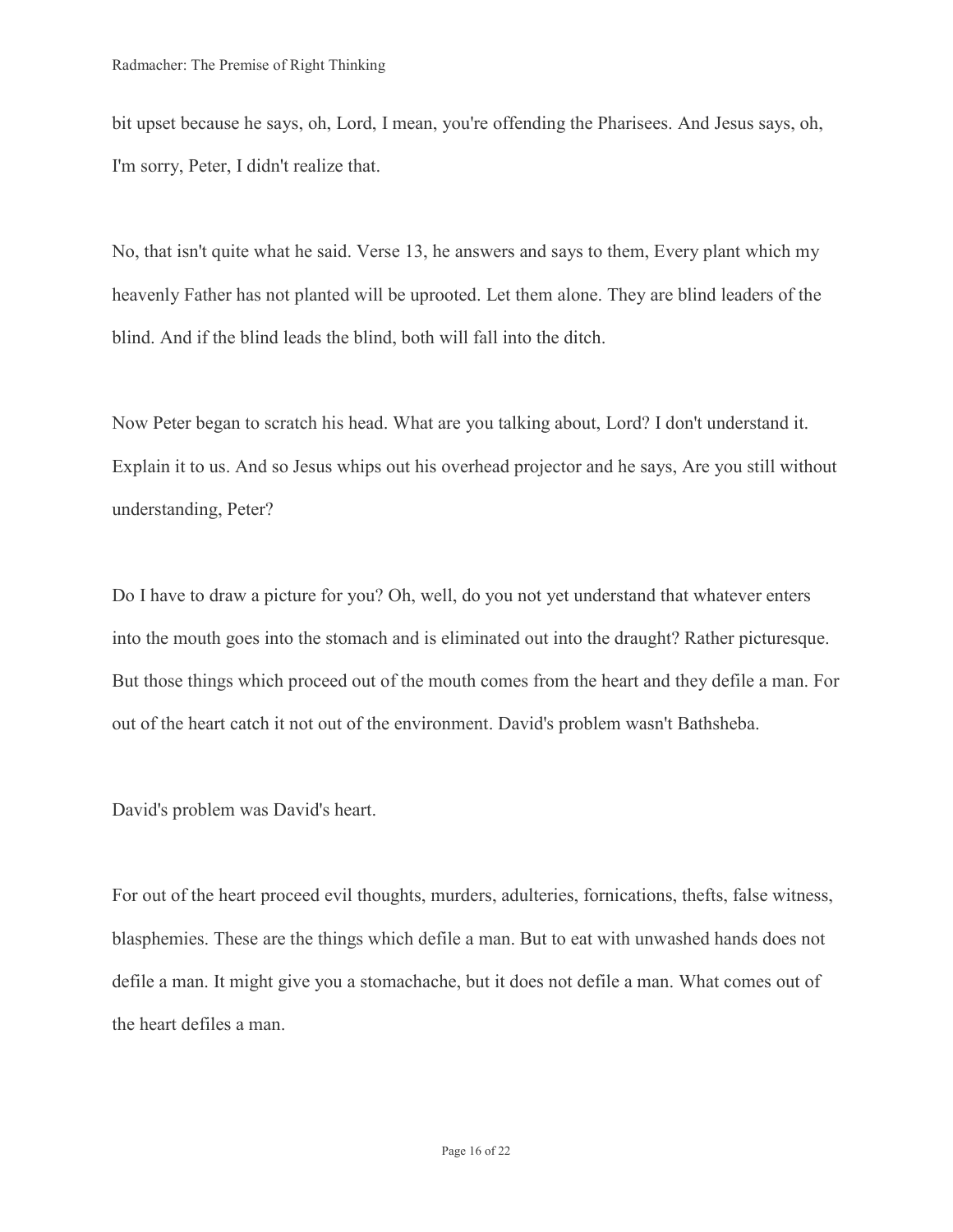bit upset because he says, oh, Lord, I mean, you're offending the Pharisees. And Jesus says, oh, I'm sorry, Peter, I didn't realize that.

No, that isn't quite what he said. Verse 13, he answers and says to them, Every plant which my heavenly Father has not planted will be uprooted. Let them alone. They are blind leaders of the blind. And if the blind leads the blind, both will fall into the ditch.

Now Peter began to scratch his head. What are you talking about, Lord? I don't understand it. Explain it to us. And so Jesus whips out his overhead projector and he says, Are you still without understanding, Peter?

Do I have to draw a picture for you? Oh, well, do you not yet understand that whatever enters into the mouth goes into the stomach and is eliminated out into the draught? Rather picturesque. But those things which proceed out of the mouth comes from the heart and they defile a man. For out of the heart catch it not out of the environment. David's problem wasn't Bathsheba.

David's problem was David's heart.

For out of the heart proceed evil thoughts, murders, adulteries, fornications, thefts, false witness, blasphemies. These are the things which defile a man. But to eat with unwashed hands does not defile a man. It might give you a stomachache, but it does not defile a man. What comes out of the heart defiles a man.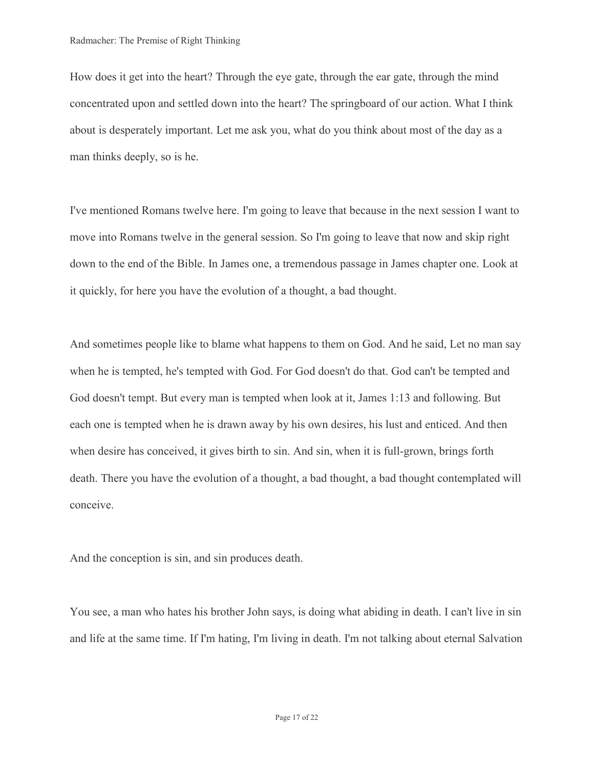How does it get into the heart? Through the eye gate, through the ear gate, through the mind concentrated upon and settled down into the heart? The springboard of our action. What I think about is desperately important. Let me ask you, what do you think about most of the day as a man thinks deeply, so is he.

I've mentioned Romans twelve here. I'm going to leave that because in the next session I want to move into Romans twelve in the general session. So I'm going to leave that now and skip right down to the end of the Bible. In James one, a tremendous passage in James chapter one. Look at it quickly, for here you have the evolution of a thought, a bad thought.

And sometimes people like to blame what happens to them on God. And he said, Let no man say when he is tempted, he's tempted with God. For God doesn't do that. God can't be tempted and God doesn't tempt. But every man is tempted when look at it, James 1:13 and following. But each one is tempted when he is drawn away by his own desires, his lust and enticed. And then when desire has conceived, it gives birth to sin. And sin, when it is full-grown, brings forth death. There you have the evolution of a thought, a bad thought, a bad thought contemplated will conceive.

And the conception is sin, and sin produces death.

You see, a man who hates his brother John says, is doing what abiding in death. I can't live in sin and life at the same time. If I'm hating, I'm living in death. I'm not talking about eternal Salvation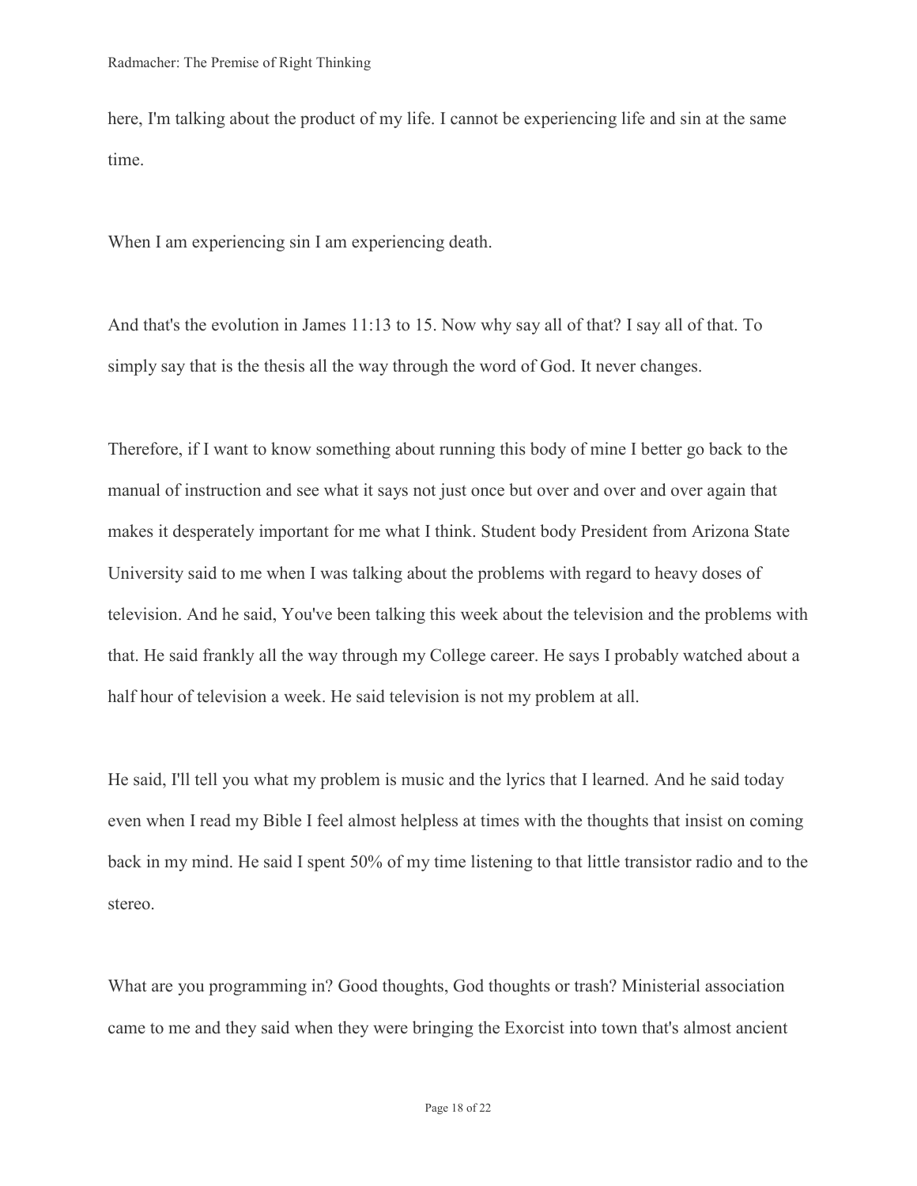here, I'm talking about the product of my life. I cannot be experiencing life and sin at the same time.

When I am experiencing sin I am experiencing death.

And that's the evolution in James 11:13 to 15. Now why say all of that? I say all of that. To simply say that is the thesis all the way through the word of God. It never changes.

Therefore, if I want to know something about running this body of mine I better go back to the manual of instruction and see what it says not just once but over and over and over again that makes it desperately important for me what I think. Student body President from Arizona State University said to me when I was talking about the problems with regard to heavy doses of television. And he said, You've been talking this week about the television and the problems with that. He said frankly all the way through my College career. He says I probably watched about a half hour of television a week. He said television is not my problem at all.

He said, I'll tell you what my problem is music and the lyrics that I learned. And he said today even when I read my Bible I feel almost helpless at times with the thoughts that insist on coming back in my mind. He said I spent 50% of my time listening to that little transistor radio and to the stereo.

What are you programming in? Good thoughts, God thoughts or trash? Ministerial association came to me and they said when they were bringing the Exorcist into town that's almost ancient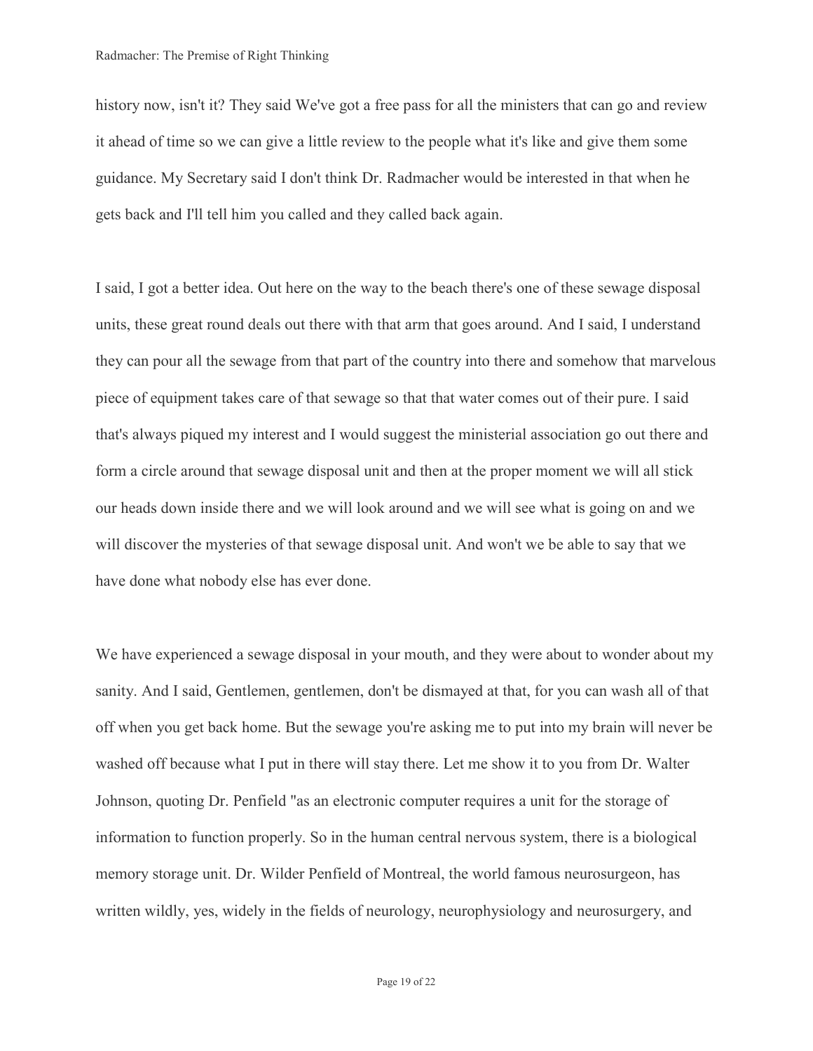history now, isn't it? They said We've got a free pass for all the ministers that can go and review it ahead of time so we can give a little review to the people what it's like and give them some guidance. My Secretary said I don't think Dr. Radmacher would be interested in that when he gets back and I'll tell him you called and they called back again.

I said, I got a better idea. Out here on the way to the beach there's one of these sewage disposal units, these great round deals out there with that arm that goes around. And I said, I understand they can pour all the sewage from that part of the country into there and somehow that marvelous piece of equipment takes care of that sewage so that that water comes out of their pure. I said that's always piqued my interest and I would suggest the ministerial association go out there and form a circle around that sewage disposal unit and then at the proper moment we will all stick our heads down inside there and we will look around and we will see what is going on and we will discover the mysteries of that sewage disposal unit. And won't we be able to say that we have done what nobody else has ever done.

We have experienced a sewage disposal in your mouth, and they were about to wonder about my sanity. And I said, Gentlemen, gentlemen, don't be dismayed at that, for you can wash all of that off when you get back home. But the sewage you're asking me to put into my brain will never be washed off because what I put in there will stay there. Let me show it to you from Dr. Walter Johnson, quoting Dr. Penfield "as an electronic computer requires a unit for the storage of information to function properly. So in the human central nervous system, there is a biological memory storage unit. Dr. Wilder Penfield of Montreal, the world famous neurosurgeon, has written wildly, yes, widely in the fields of neurology, neurophysiology and neurosurgery, and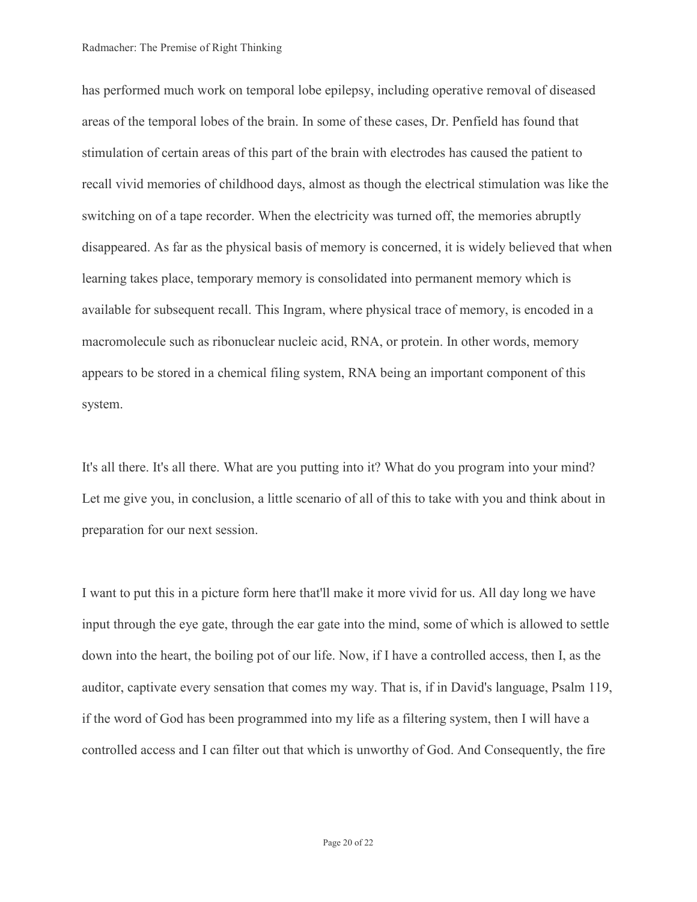has performed much work on temporal lobe epilepsy, including operative removal of diseased areas of the temporal lobes of the brain. In some of these cases, Dr. Penfield has found that stimulation of certain areas of this part of the brain with electrodes has caused the patient to recall vivid memories of childhood days, almost as though the electrical stimulation was like the switching on of a tape recorder. When the electricity was turned off, the memories abruptly disappeared. As far as the physical basis of memory is concerned, it is widely believed that when learning takes place, temporary memory is consolidated into permanent memory which is available for subsequent recall. This Ingram, where physical trace of memory, is encoded in a macromolecule such as ribonuclear nucleic acid, RNA, or protein. In other words, memory appears to be stored in a chemical filing system, RNA being an important component of this system.

It's all there. It's all there. What are you putting into it? What do you program into your mind? Let me give you, in conclusion, a little scenario of all of this to take with you and think about in preparation for our next session.

I want to put this in a picture form here that'll make it more vivid for us. All day long we have input through the eye gate, through the ear gate into the mind, some of which is allowed to settle down into the heart, the boiling pot of our life. Now, if I have a controlled access, then I, as the auditor, captivate every sensation that comes my way. That is, if in David's language, Psalm 119, if the word of God has been programmed into my life as a filtering system, then I will have a controlled access and I can filter out that which is unworthy of God. And Consequently, the fire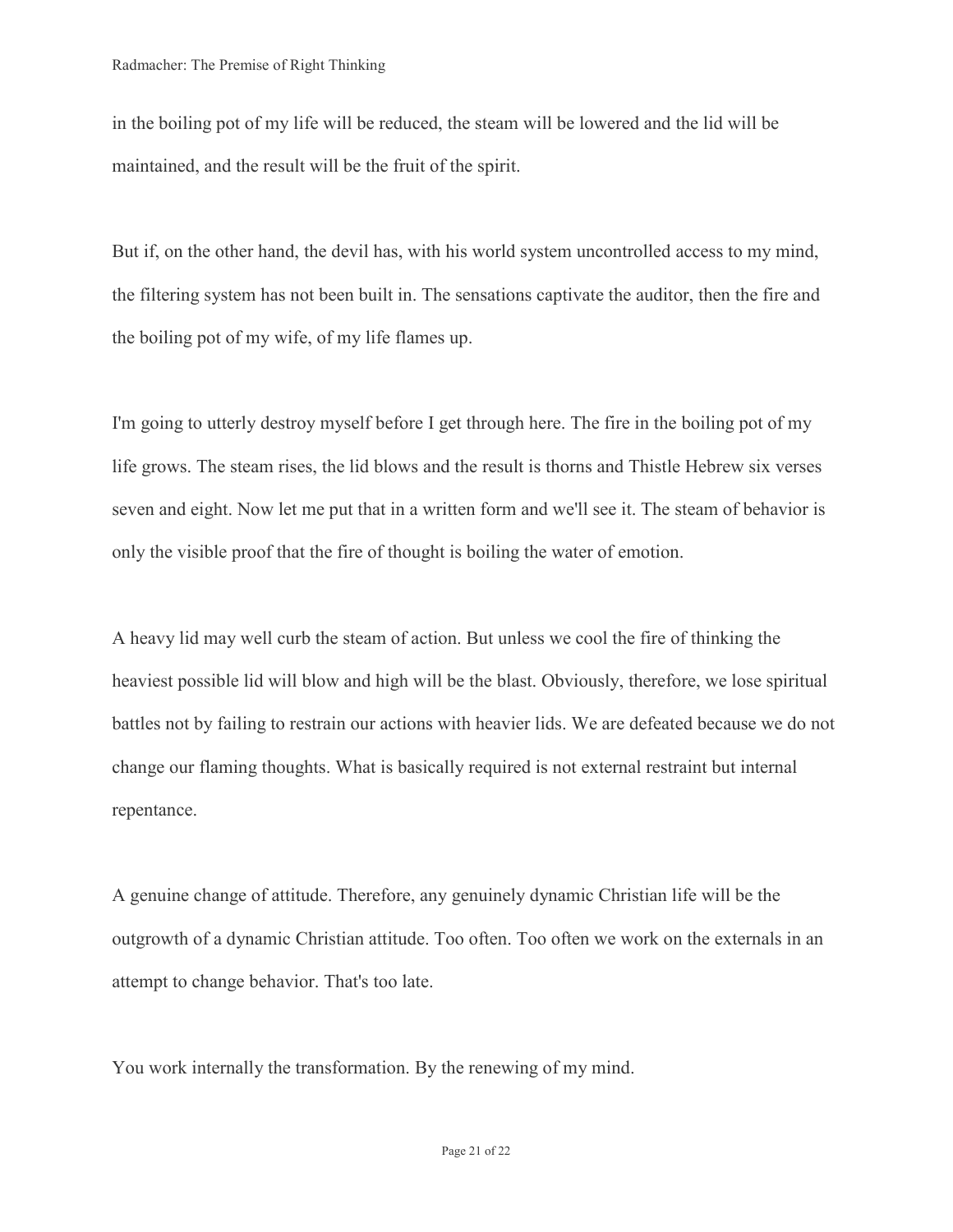in the boiling pot of my life will be reduced, the steam will be lowered and the lid will be maintained, and the result will be the fruit of the spirit.

But if, on the other hand, the devil has, with his world system uncontrolled access to my mind, the filtering system has not been built in. The sensations captivate the auditor, then the fire and the boiling pot of my wife, of my life flames up.

I'm going to utterly destroy myself before I get through here. The fire in the boiling pot of my life grows. The steam rises, the lid blows and the result is thorns and Thistle Hebrew six verses seven and eight. Now let me put that in a written form and we'll see it. The steam of behavior is only the visible proof that the fire of thought is boiling the water of emotion.

A heavy lid may well curb the steam of action. But unless we cool the fire of thinking the heaviest possible lid will blow and high will be the blast. Obviously, therefore, we lose spiritual battles not by failing to restrain our actions with heavier lids. We are defeated because we do not change our flaming thoughts. What is basically required is not external restraint but internal repentance.

A genuine change of attitude. Therefore, any genuinely dynamic Christian life will be the outgrowth of a dynamic Christian attitude. Too often. Too often we work on the externals in an attempt to change behavior. That's too late.

You work internally the transformation. By the renewing of my mind.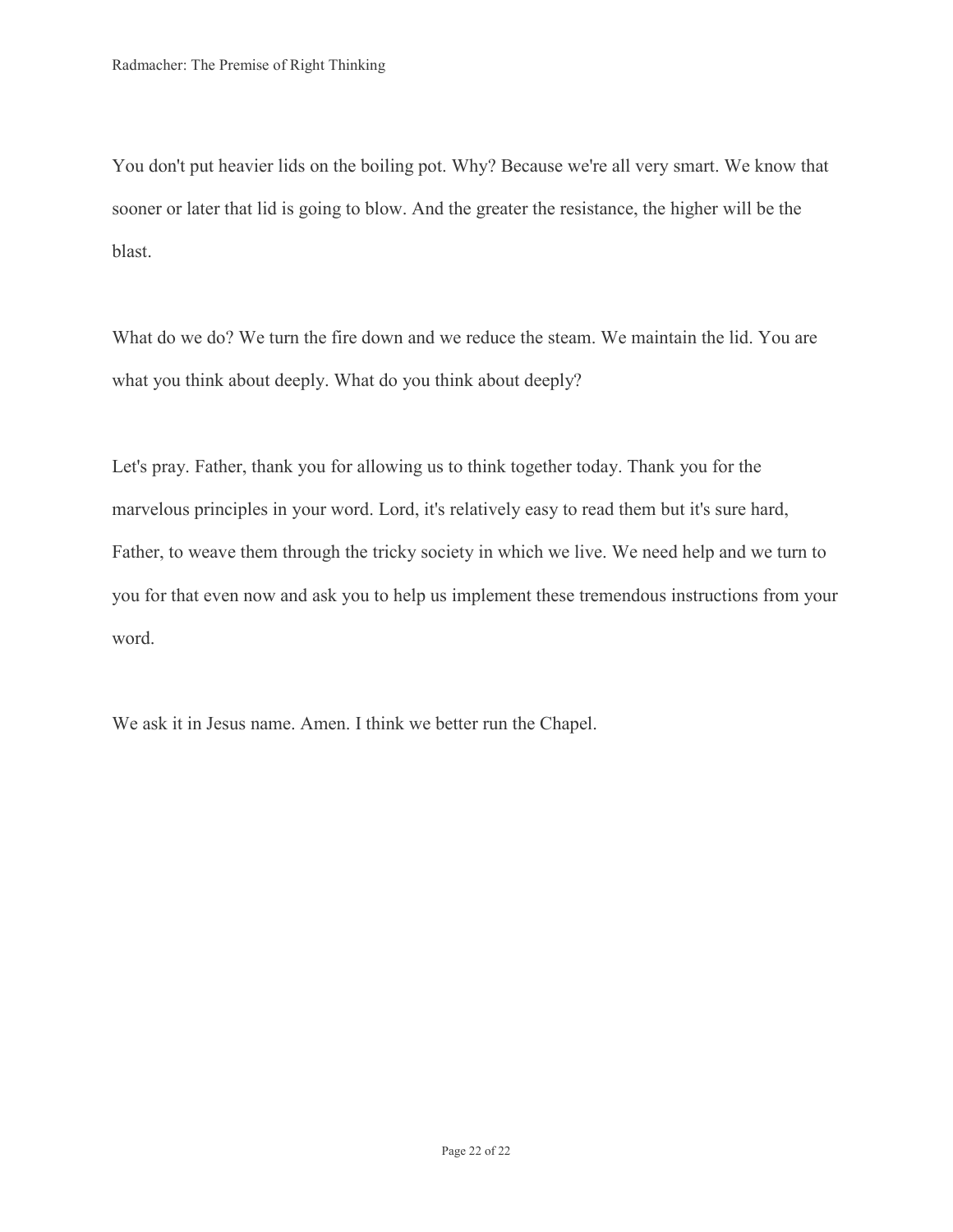You don't put heavier lids on the boiling pot. Why? Because we're all very smart. We know that sooner or later that lid is going to blow. And the greater the resistance, the higher will be the blast.

What do we do? We turn the fire down and we reduce the steam. We maintain the lid. You are what you think about deeply. What do you think about deeply?

Let's pray. Father, thank you for allowing us to think together today. Thank you for the marvelous principles in your word. Lord, it's relatively easy to read them but it's sure hard, Father, to weave them through the tricky society in which we live. We need help and we turn to you for that even now and ask you to help us implement these tremendous instructions from your word.

We ask it in Jesus name. Amen. I think we better run the Chapel.